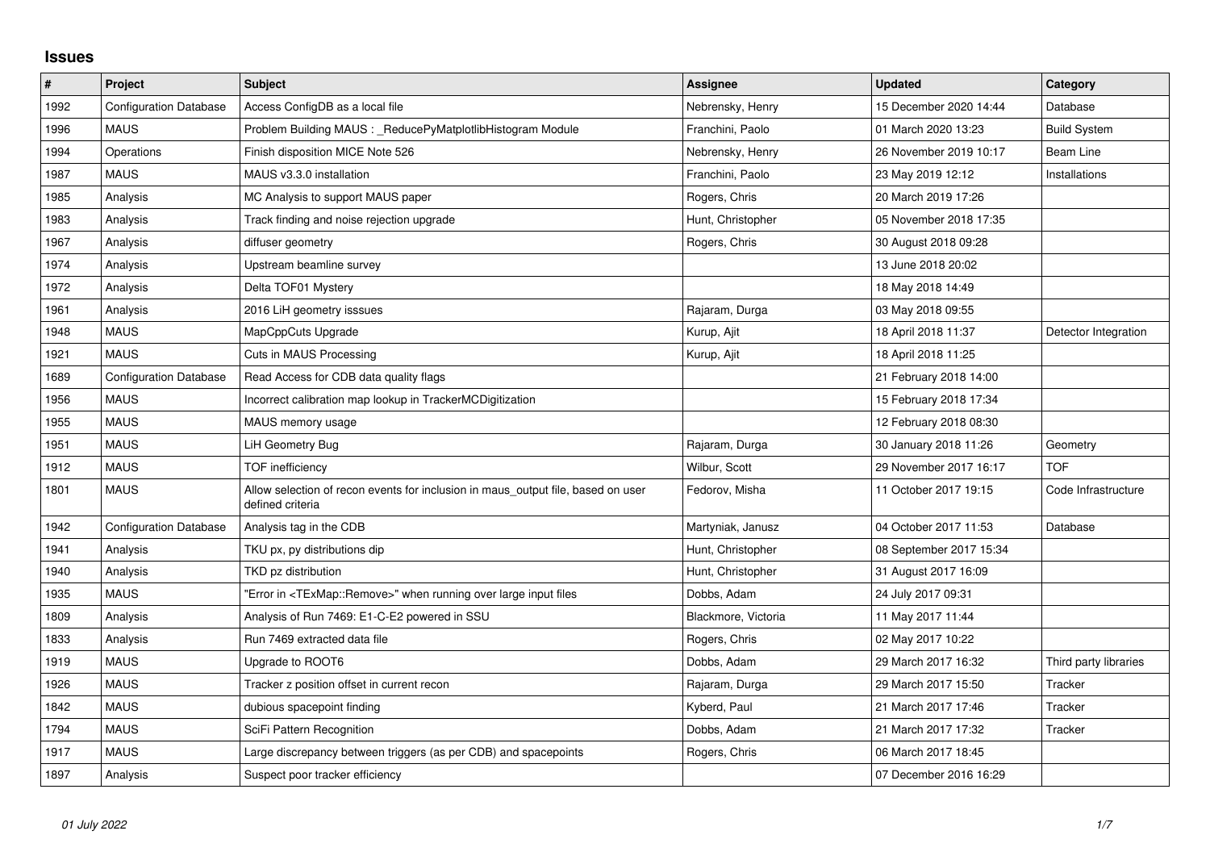## Issues

| # | Project | Subject | Assignee | Updated | Category |
|---|---|---|---|---|---|
| 1992 | Configuration Database | Access ConfigDB as a local file | Nebrensky, Henry | 15 December 2020 14:44 | Database |
| 1996 | MAUS | Problem Building MAUS : _ReducePyMatplotlibHistogram Module | Franchini, Paolo | 01 March 2020 13:23 | Build System |
| 1994 | Operations | Finish disposition MICE Note 526 | Nebrensky, Henry | 26 November 2019 10:17 | Beam Line |
| 1987 | MAUS | MAUS v3.3.0 installation | Franchini, Paolo | 23 May 2019 12:12 | Installations |
| 1985 | Analysis | MC Analysis to support MAUS paper | Rogers, Chris | 20 March 2019 17:26 | |
| 1983 | Analysis | Track finding and noise rejection upgrade | Hunt, Christopher | 05 November 2018 17:35 | |
| 1967 | Analysis | diffuser geometry | Rogers, Chris | 30 August 2018 09:28 | |
| 1974 | Analysis | Upstream beamline survey | | 13 June 2018 20:02 | |
| 1972 | Analysis | Delta TOF01 Mystery | | 18 May 2018 14:49 | |
| 1961 | Analysis | 2016 LiH geometry isssues | Rajaram, Durga | 03 May 2018 09:55 | |
| 1948 | MAUS | MapCppCuts Upgrade | Kurup, Ajit | 18 April 2018 11:37 | Detector Integration |
| 1921 | MAUS | Cuts in MAUS Processing | Kurup, Ajit | 18 April 2018 11:25 | |
| 1689 | Configuration Database | Read Access for CDB data quality flags | | 21 February 2018 14:00 | |
| 1956 | MAUS | Incorrect calibration map lookup in TrackerMCDigitization | | 15 February 2018 17:34 | |
| 1955 | MAUS | MAUS memory usage | | 12 February 2018 08:30 | |
| 1951 | MAUS | LiH Geometry Bug | Rajaram, Durga | 30 January 2018 11:26 | Geometry |
| 1912 | MAUS | TOF inefficiency | Wilbur, Scott | 29 November 2017 16:17 | TOF |
| 1801 | MAUS | Allow selection of recon events for inclusion in maus_output file, based on user defined criteria | Fedorov, Misha | 11 October 2017 19:15 | Code Infrastructure |
| 1942 | Configuration Database | Analysis tag in the CDB | Martyniak, Janusz | 04 October 2017 11:53 | Database |
| 1941 | Analysis | TKU px, py distributions dip | Hunt, Christopher | 08 September 2017 15:34 | |
| 1940 | Analysis | TKD pz distribution | Hunt, Christopher | 31 August 2017 16:09 | |
| 1935 | MAUS | "Error in <TExMap::Remove>" when running over large input files | Dobbs, Adam | 24 July 2017 09:31 | |
| 1809 | Analysis | Analysis of Run 7469: E1-C-E2 powered in SSU | Blackmore, Victoria | 11 May 2017 11:44 | |
| 1833 | Analysis | Run 7469 extracted data file | Rogers, Chris | 02 May 2017 10:22 | |
| 1919 | MAUS | Upgrade to ROOT6 | Dobbs, Adam | 29 March 2017 16:32 | Third party libraries |
| 1926 | MAUS | Tracker z position offset in current recon | Rajaram, Durga | 29 March 2017 15:50 | Tracker |
| 1842 | MAUS | dubious spacepoint finding | Kyberd, Paul | 21 March 2017 17:46 | Tracker |
| 1794 | MAUS | SciFi Pattern Recognition | Dobbs, Adam | 21 March 2017 17:32 | Tracker |
| 1917 | MAUS | Large discrepancy between triggers (as per CDB) and spacepoints | Rogers, Chris | 06 March 2017 18:45 | |
| 1897 | Analysis | Suspect poor tracker efficiency | | 07 December 2016 16:29 | |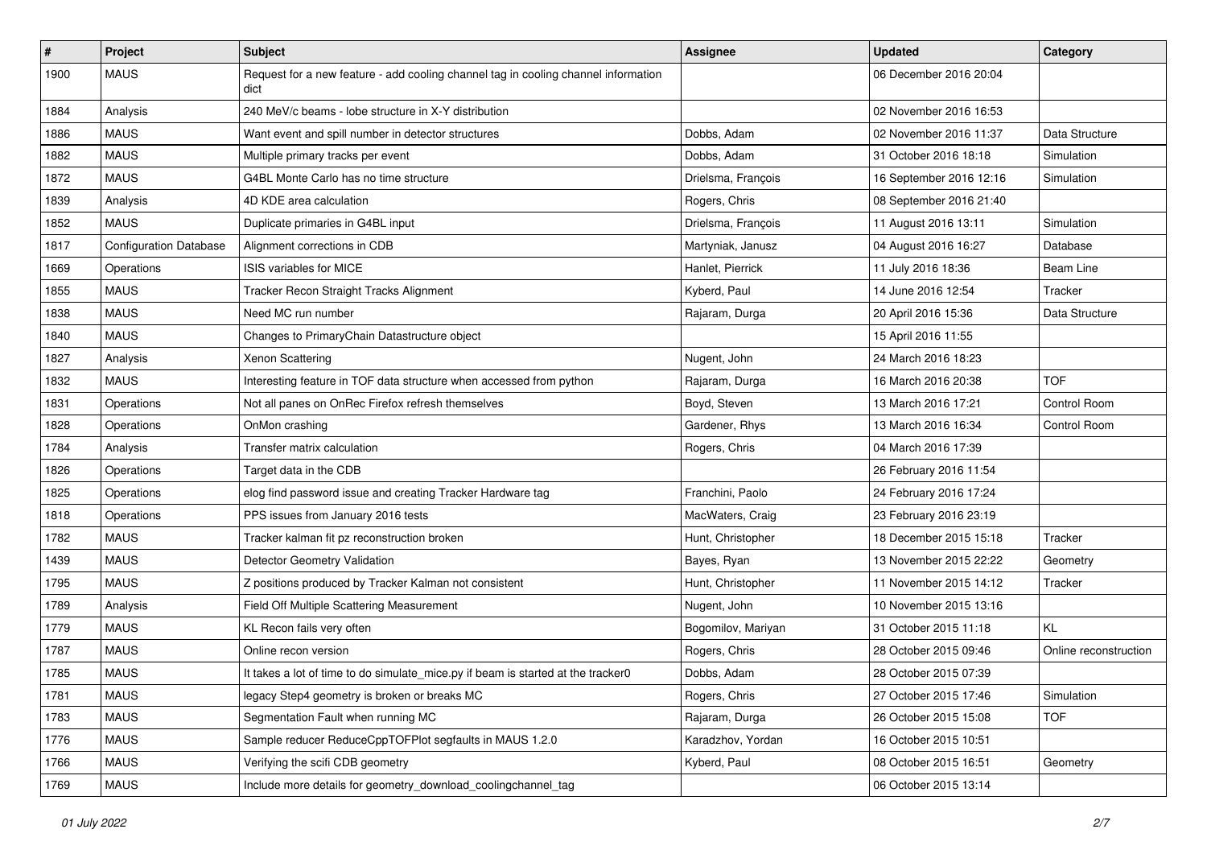| # | Project | Subject | Assignee | Updated | Category |
|---|---|---|---|---|---|
| 1900 | MAUS | Request for a new feature - add cooling channel tag in cooling channel information dict | | 06 December 2016 20:04 | |
| 1884 | Analysis | 240 MeV/c beams - lobe structure in X-Y distribution | | 02 November 2016 16:53 | |
| 1886 | MAUS | Want event and spill number in detector structures | Dobbs, Adam | 02 November 2016 11:37 | Data Structure |
| 1882 | MAUS | Multiple primary tracks per event | Dobbs, Adam | 31 October 2016 18:18 | Simulation |
| 1872 | MAUS | G4BL Monte Carlo has no time structure | Drielsma, François | 16 September 2016 12:16 | Simulation |
| 1839 | Analysis | 4D KDE area calculation | Rogers, Chris | 08 September 2016 21:40 | |
| 1852 | MAUS | Duplicate primaries in G4BL input | Drielsma, François | 11 August 2016 13:11 | Simulation |
| 1817 | Configuration Database | Alignment corrections in CDB | Martyniak, Janusz | 04 August 2016 16:27 | Database |
| 1669 | Operations | ISIS variables for MICE | Hanlet, Pierrick | 11 July 2016 18:36 | Beam Line |
| 1855 | MAUS | Tracker Recon Straight Tracks Alignment | Kyberd, Paul | 14 June 2016 12:54 | Tracker |
| 1838 | MAUS | Need MC run number | Rajaram, Durga | 20 April 2016 15:36 | Data Structure |
| 1840 | MAUS | Changes to PrimaryChain Datastructure object | | 15 April 2016 11:55 | |
| 1827 | Analysis | Xenon Scattering | Nugent, John | 24 March 2016 18:23 | |
| 1832 | MAUS | Interesting feature in TOF data structure when accessed from python | Rajaram, Durga | 16 March 2016 20:38 | TOF |
| 1831 | Operations | Not all panes on OnRec Firefox refresh themselves | Boyd, Steven | 13 March 2016 17:21 | Control Room |
| 1828 | Operations | OnMon crashing | Gardener, Rhys | 13 March 2016 16:34 | Control Room |
| 1784 | Analysis | Transfer matrix calculation | Rogers, Chris | 04 March 2016 17:39 | |
| 1826 | Operations | Target data in the CDB | | 26 February 2016 11:54 | |
| 1825 | Operations | elog find password issue and creating Tracker Hardware tag | Franchini, Paolo | 24 February 2016 17:24 | |
| 1818 | Operations | PPS issues from January 2016 tests | MacWaters, Craig | 23 February 2016 23:19 | |
| 1782 | MAUS | Tracker kalman fit pz reconstruction broken | Hunt, Christopher | 18 December 2015 15:18 | Tracker |
| 1439 | MAUS | Detector Geometry Validation | Bayes, Ryan | 13 November 2015 22:22 | Geometry |
| 1795 | MAUS | Z positions produced by Tracker Kalman not consistent | Hunt, Christopher | 11 November 2015 14:12 | Tracker |
| 1789 | Analysis | Field Off Multiple Scattering Measurement | Nugent, John | 10 November 2015 13:16 | |
| 1779 | MAUS | KL Recon fails very often | Bogomilov, Mariyan | 31 October 2015 11:18 | KL |
| 1787 | MAUS | Online recon version | Rogers, Chris | 28 October 2015 09:46 | Online reconstruction |
| 1785 | MAUS | It takes a lot of time to do simulate_mice.py if beam is started at the tracker0 | Dobbs, Adam | 28 October 2015 07:39 | |
| 1781 | MAUS | legacy Step4 geometry is broken or breaks MC | Rogers, Chris | 27 October 2015 17:46 | Simulation |
| 1783 | MAUS | Segmentation Fault when running MC | Rajaram, Durga | 26 October 2015 15:08 | TOF |
| 1776 | MAUS | Sample reducer ReduceCppTOFPlot segfaults in MAUS 1.2.0 | Karadzhov, Yordan | 16 October 2015 10:51 | |
| 1766 | MAUS | Verifying the scifi CDB geometry | Kyberd, Paul | 08 October 2015 16:51 | Geometry |
| 1769 | MAUS | Include more details for geometry_download_coolingchannel_tag | | 06 October 2015 13:14 | |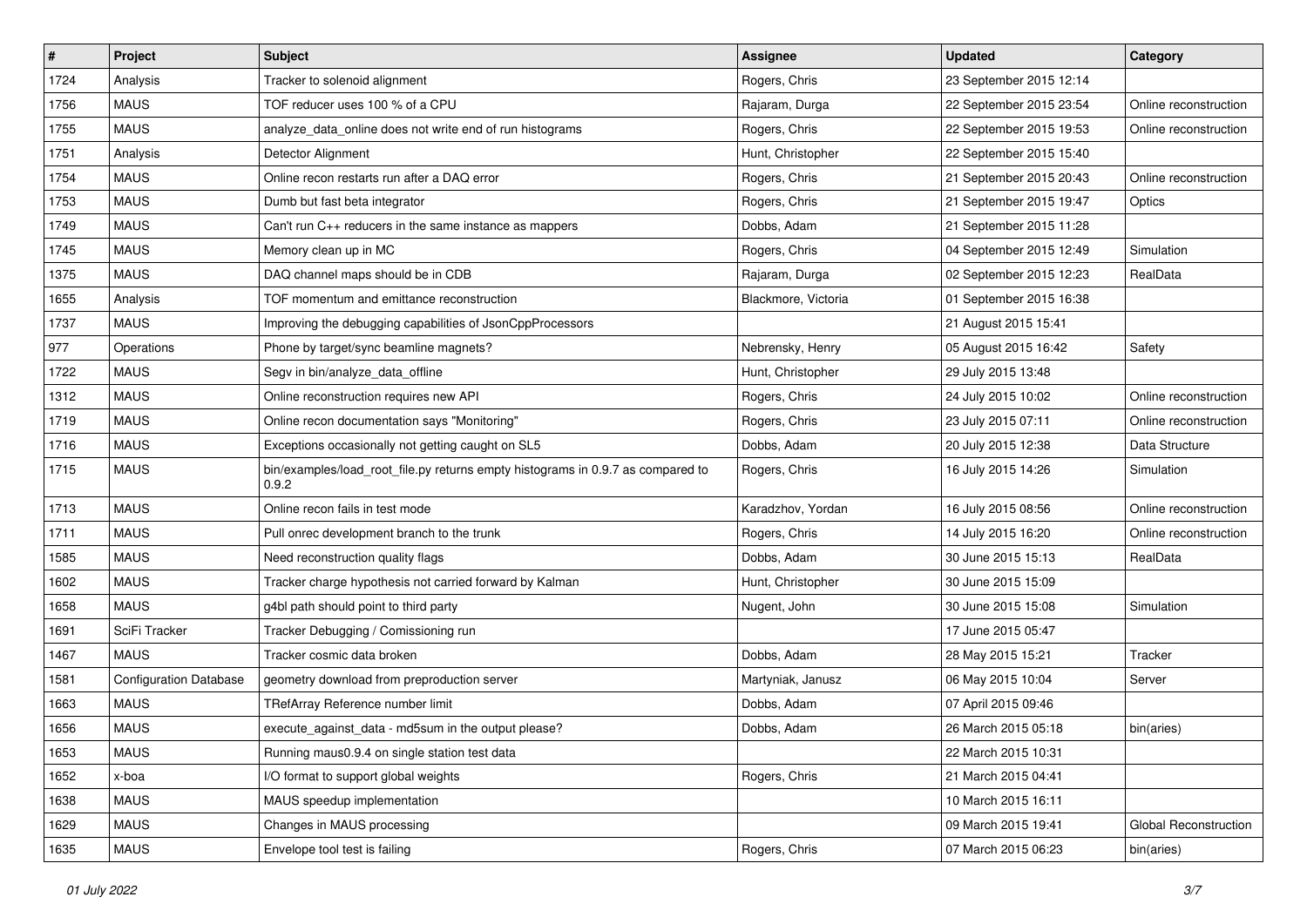| # | Project | Subject | Assignee | Updated | Category |
|---|---|---|---|---|---|
| 1724 | Analysis | Tracker to solenoid alignment | Rogers, Chris | 23 September 2015 12:14 | |
| 1756 | MAUS | TOF reducer uses 100 % of a CPU | Rajaram, Durga | 22 September 2015 23:54 | Online reconstruction |
| 1755 | MAUS | analyze_data_online does not write end of run histograms | Rogers, Chris | 22 September 2015 19:53 | Online reconstruction |
| 1751 | Analysis | Detector Alignment | Hunt, Christopher | 22 September 2015 15:40 | |
| 1754 | MAUS | Online recon restarts run after a DAQ error | Rogers, Chris | 21 September 2015 20:43 | Online reconstruction |
| 1753 | MAUS | Dumb but fast beta integrator | Rogers, Chris | 21 September 2015 19:47 | Optics |
| 1749 | MAUS | Can't run C++ reducers in the same instance as mappers | Dobbs, Adam | 21 September 2015 11:28 | |
| 1745 | MAUS | Memory clean up in MC | Rogers, Chris | 04 September 2015 12:49 | Simulation |
| 1375 | MAUS | DAQ channel maps should be in CDB | Rajaram, Durga | 02 September 2015 12:23 | RealData |
| 1655 | Analysis | TOF momentum and emittance reconstruction | Blackmore, Victoria | 01 September 2015 16:38 | |
| 1737 | MAUS | Improving the debugging capabilities of JsonCppProcessors | | 21 August 2015 15:41 | |
| 977 | Operations | Phone by target/sync beamline magnets? | Nebrensky, Henry | 05 August 2015 16:42 | Safety |
| 1722 | MAUS | Segv in bin/analyze_data_offline | Hunt, Christopher | 29 July 2015 13:48 | |
| 1312 | MAUS | Online reconstruction requires new API | Rogers, Chris | 24 July 2015 10:02 | Online reconstruction |
| 1719 | MAUS | Online recon documentation says "Monitoring" | Rogers, Chris | 23 July 2015 07:11 | Online reconstruction |
| 1716 | MAUS | Exceptions occasionally not getting caught on SL5 | Dobbs, Adam | 20 July 2015 12:38 | Data Structure |
| 1715 | MAUS | bin/examples/load_root_file.py returns empty histograms in 0.9.7 as compared to 0.9.2 | Rogers, Chris | 16 July 2015 14:26 | Simulation |
| 1713 | MAUS | Online recon fails in test mode | Karadzhov, Yordan | 16 July 2015 08:56 | Online reconstruction |
| 1711 | MAUS | Pull onrec development branch to the trunk | Rogers, Chris | 14 July 2015 16:20 | Online reconstruction |
| 1585 | MAUS | Need reconstruction quality flags | Dobbs, Adam | 30 June 2015 15:13 | RealData |
| 1602 | MAUS | Tracker charge hypothesis not carried forward by Kalman | Hunt, Christopher | 30 June 2015 15:09 | |
| 1658 | MAUS | g4bl path should point to third party | Nugent, John | 30 June 2015 15:08 | Simulation |
| 1691 | SciFi Tracker | Tracker Debugging / Comissioning run | | 17 June 2015 05:47 | |
| 1467 | MAUS | Tracker cosmic data broken | Dobbs, Adam | 28 May 2015 15:21 | Tracker |
| 1581 | Configuration Database | geometry download from preproduction server | Martyniak, Janusz | 06 May 2015 10:04 | Server |
| 1663 | MAUS | TRefArray Reference number limit | Dobbs, Adam | 07 April 2015 09:46 | |
| 1656 | MAUS | execute_against_data - md5sum in the output please? | Dobbs, Adam | 26 March 2015 05:18 | bin(aries) |
| 1653 | MAUS | Running maus0.9.4 on single station test data | | 22 March 2015 10:31 | |
| 1652 | x-boa | I/O format to support global weights | Rogers, Chris | 21 March 2015 04:41 | |
| 1638 | MAUS | MAUS speedup implementation | | 10 March 2015 16:11 | |
| 1629 | MAUS | Changes in MAUS processing | | 09 March 2015 19:41 | Global Reconstruction |
| 1635 | MAUS | Envelope tool test is failing | Rogers, Chris | 07 March 2015 06:23 | bin(aries) |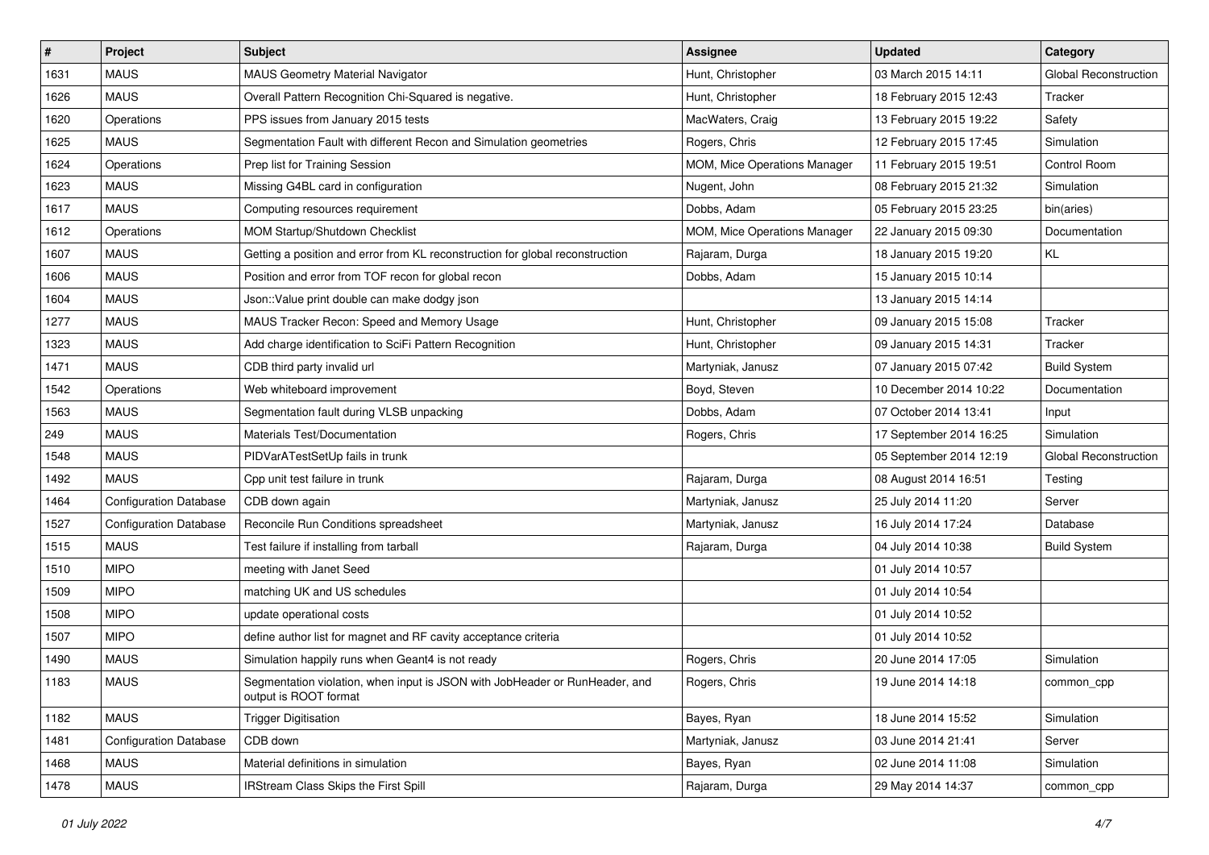| # | Project | Subject | Assignee | Updated | Category |
|---|---|---|---|---|---|
| 1631 | MAUS | MAUS Geometry Material Navigator | Hunt, Christopher | 03 March 2015 14:11 | Global Reconstruction |
| 1626 | MAUS | Overall Pattern Recognition Chi-Squared is negative. | Hunt, Christopher | 18 February 2015 12:43 | Tracker |
| 1620 | Operations | PPS issues from January 2015 tests | MacWaters, Craig | 13 February 2015 19:22 | Safety |
| 1625 | MAUS | Segmentation Fault with different Recon and Simulation geometries | Rogers, Chris | 12 February 2015 17:45 | Simulation |
| 1624 | Operations | Prep list for Training Session | MOM, Mice Operations Manager | 11 February 2015 19:51 | Control Room |
| 1623 | MAUS | Missing G4BL card in configuration | Nugent, John | 08 February 2015 21:32 | Simulation |
| 1617 | MAUS | Computing resources requirement | Dobbs, Adam | 05 February 2015 23:25 | bin(aries) |
| 1612 | Operations | MOM Startup/Shutdown Checklist | MOM, Mice Operations Manager | 22 January 2015 09:30 | Documentation |
| 1607 | MAUS | Getting a position and error from KL reconstruction for global reconstruction | Rajaram, Durga | 18 January 2015 19:20 | KL |
| 1606 | MAUS | Position and error from TOF recon for global recon | Dobbs, Adam | 15 January 2015 10:14 | |
| 1604 | MAUS | Json::Value print double can make dodgy json | | 13 January 2015 14:14 | |
| 1277 | MAUS | MAUS Tracker Recon: Speed and Memory Usage | Hunt, Christopher | 09 January 2015 15:08 | Tracker |
| 1323 | MAUS | Add charge identification to SciFi Pattern Recognition | Hunt, Christopher | 09 January 2015 14:31 | Tracker |
| 1471 | MAUS | CDB third party invalid url | Martyniak, Janusz | 07 January 2015 07:42 | Build System |
| 1542 | Operations | Web whiteboard improvement | Boyd, Steven | 10 December 2014 10:22 | Documentation |
| 1563 | MAUS | Segmentation fault during VLSB unpacking | Dobbs, Adam | 07 October 2014 13:41 | Input |
| 249 | MAUS | Materials Test/Documentation | Rogers, Chris | 17 September 2014 16:25 | Simulation |
| 1548 | MAUS | PIDVarATestSetUp fails in trunk | | 05 September 2014 12:19 | Global Reconstruction |
| 1492 | MAUS | Cpp unit test failure in trunk | Rajaram, Durga | 08 August 2014 16:51 | Testing |
| 1464 | Configuration Database | CDB down again | Martyniak, Janusz | 25 July 2014 11:20 | Server |
| 1527 | Configuration Database | Reconcile Run Conditions spreadsheet | Martyniak, Janusz | 16 July 2014 17:24 | Database |
| 1515 | MAUS | Test failure if installing from tarball | Rajaram, Durga | 04 July 2014 10:38 | Build System |
| 1510 | MIPO | meeting with Janet Seed | | 01 July 2014 10:57 | |
| 1509 | MIPO | matching UK and US schedules | | 01 July 2014 10:54 | |
| 1508 | MIPO | update operational costs | | 01 July 2014 10:52 | |
| 1507 | MIPO | define author list for magnet and RF cavity acceptance criteria | | 01 July 2014 10:52 | |
| 1490 | MAUS | Simulation happily runs when Geant4 is not ready | Rogers, Chris | 20 June 2014 17:05 | Simulation |
| 1183 | MAUS | Segmentation violation, when input is JSON with JobHeader or RunHeader, and output is ROOT format | Rogers, Chris | 19 June 2014 14:18 | common_cpp |
| 1182 | MAUS | Trigger Digitisation | Bayes, Ryan | 18 June 2014 15:52 | Simulation |
| 1481 | Configuration Database | CDB down | Martyniak, Janusz | 03 June 2014 21:41 | Server |
| 1468 | MAUS | Material definitions in simulation | Bayes, Ryan | 02 June 2014 11:08 | Simulation |
| 1478 | MAUS | IRStream Class Skips the First Spill | Rajaram, Durga | 29 May 2014 14:37 | common_cpp |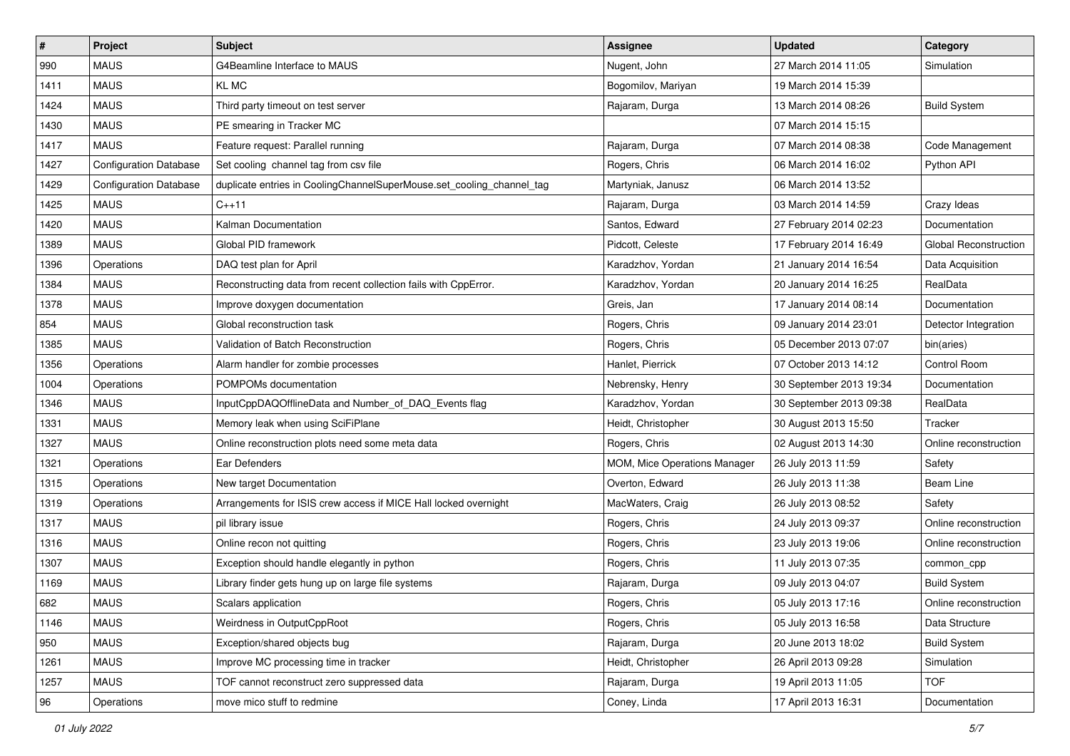| # | Project | Subject | Assignee | Updated | Category |
|---|---|---|---|---|---|
| 990 | MAUS | G4Beamline Interface to MAUS | Nugent, John | 27 March 2014 11:05 | Simulation |
| 1411 | MAUS | KL MC | Bogomilov, Mariyan | 19 March 2014 15:39 | |
| 1424 | MAUS | Third party timeout on test server | Rajaram, Durga | 13 March 2014 08:26 | Build System |
| 1430 | MAUS | PE smearing in Tracker MC | | 07 March 2014 15:15 | |
| 1417 | MAUS | Feature request: Parallel running | Rajaram, Durga | 07 March 2014 08:38 | Code Management |
| 1427 | Configuration Database | Set cooling channel tag from csv file | Rogers, Chris | 06 March 2014 16:02 | Python API |
| 1429 | Configuration Database | duplicate entries in CoolingChannelSuperMouse.set_cooling_channel_tag | Martyniak, Janusz | 06 March 2014 13:52 | |
| 1425 | MAUS | C++11 | Rajaram, Durga | 03 March 2014 14:59 | Crazy Ideas |
| 1420 | MAUS | Kalman Documentation | Santos, Edward | 27 February 2014 02:23 | Documentation |
| 1389 | MAUS | Global PID framework | Pidcott, Celeste | 17 February 2014 16:49 | Global Reconstruction |
| 1396 | Operations | DAQ test plan for April | Karadzhov, Yordan | 21 January 2014 16:54 | Data Acquisition |
| 1384 | MAUS | Reconstructing data from recent collection fails with CppError. | Karadzhov, Yordan | 20 January 2014 16:25 | RealData |
| 1378 | MAUS | Improve doxygen documentation | Greis, Jan | 17 January 2014 08:14 | Documentation |
| 854 | MAUS | Global reconstruction task | Rogers, Chris | 09 January 2014 23:01 | Detector Integration |
| 1385 | MAUS | Validation of Batch Reconstruction | Rogers, Chris | 05 December 2013 07:07 | bin(aries) |
| 1356 | Operations | Alarm handler for zombie processes | Hanlet, Pierrick | 07 October 2013 14:12 | Control Room |
| 1004 | Operations | POMPOMs documentation | Nebrensky, Henry | 30 September 2013 19:34 | Documentation |
| 1346 | MAUS | InputCppDAQOfflineData and Number_of_DAQ_Events flag | Karadzhov, Yordan | 30 September 2013 09:38 | RealData |
| 1331 | MAUS | Memory leak when using SciFiPlane | Heidt, Christopher | 30 August 2013 15:50 | Tracker |
| 1327 | MAUS | Online reconstruction plots need some meta data | Rogers, Chris | 02 August 2013 14:30 | Online reconstruction |
| 1321 | Operations | Ear Defenders | MOM, Mice Operations Manager | 26 July 2013 11:59 | Safety |
| 1315 | Operations | New target Documentation | Overton, Edward | 26 July 2013 11:38 | Beam Line |
| 1319 | Operations | Arrangements for ISIS crew access if MICE Hall locked overnight | MacWaters, Craig | 26 July 2013 08:52 | Safety |
| 1317 | MAUS | pil library issue | Rogers, Chris | 24 July 2013 09:37 | Online reconstruction |
| 1316 | MAUS | Online recon not quitting | Rogers, Chris | 23 July 2013 19:06 | Online reconstruction |
| 1307 | MAUS | Exception should handle elegantly in python | Rogers, Chris | 11 July 2013 07:35 | common_cpp |
| 1169 | MAUS | Library finder gets hung up on large file systems | Rajaram, Durga | 09 July 2013 04:07 | Build System |
| 682 | MAUS | Scalars application | Rogers, Chris | 05 July 2013 17:16 | Online reconstruction |
| 1146 | MAUS | Weirdness in OutputCppRoot | Rogers, Chris | 05 July 2013 16:58 | Data Structure |
| 950 | MAUS | Exception/shared objects bug | Rajaram, Durga | 20 June 2013 18:02 | Build System |
| 1261 | MAUS | Improve MC processing time in tracker | Heidt, Christopher | 26 April 2013 09:28 | Simulation |
| 1257 | MAUS | TOF cannot reconstruct zero suppressed data | Rajaram, Durga | 19 April 2013 11:05 | TOF |
| 96 | Operations | move mico stuff to redmine | Coney, Linda | 17 April 2013 16:31 | Documentation |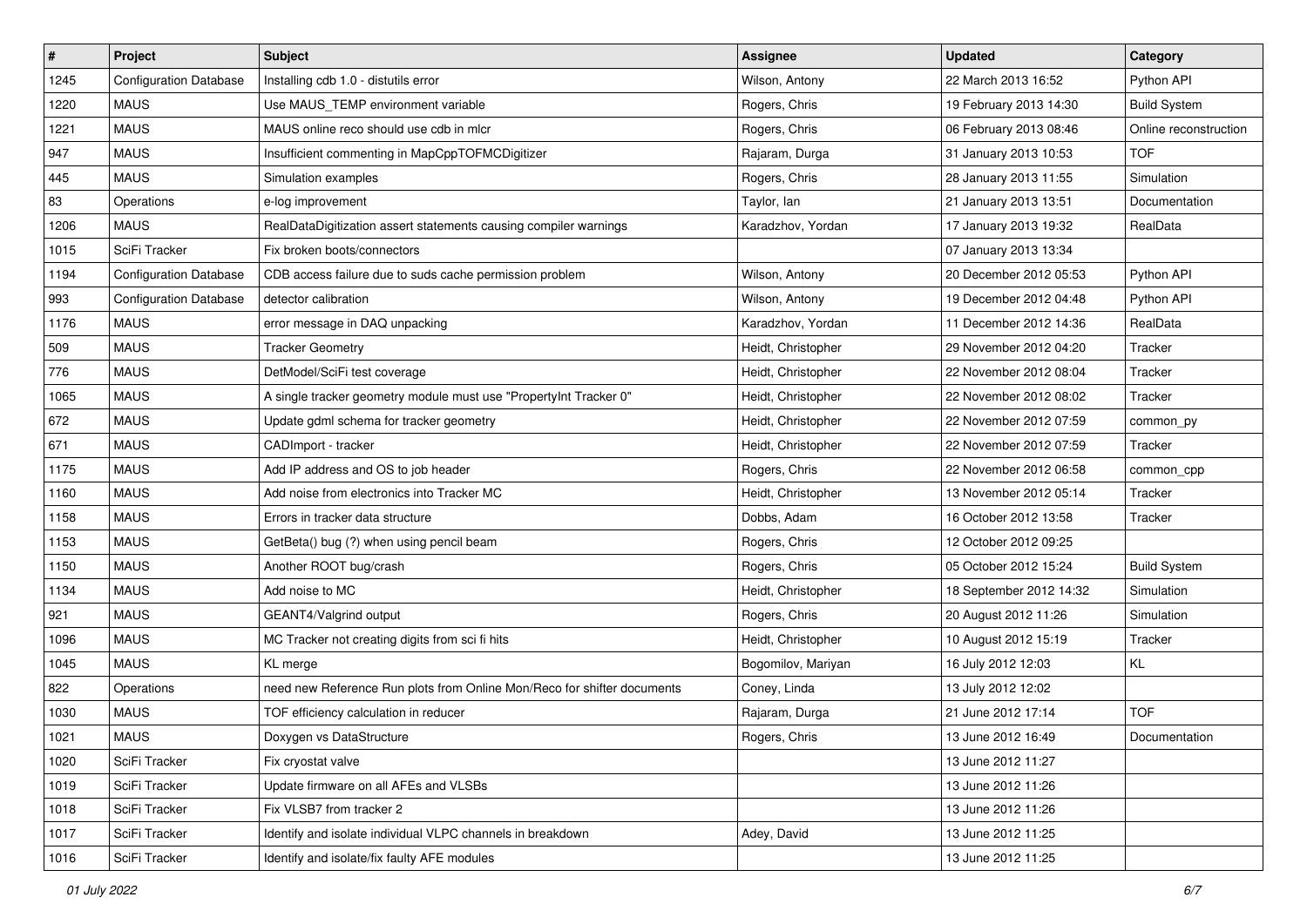| # | Project | Subject | Assignee | Updated | Category |
|---|---|---|---|---|---|
| 1245 | Configuration Database | Installing cdb 1.0 - distutils error | Wilson, Antony | 22 March 2013 16:52 | Python API |
| 1220 | MAUS | Use MAUS_TEMP environment variable | Rogers, Chris | 19 February 2013 14:30 | Build System |
| 1221 | MAUS | MAUS online reco should use cdb in mlcr | Rogers, Chris | 06 February 2013 08:46 | Online reconstruction |
| 947 | MAUS | Insufficient commenting in MapCppTOFMCDigitizer | Rajaram, Durga | 31 January 2013 10:53 | TOF |
| 445 | MAUS | Simulation examples | Rogers, Chris | 28 January 2013 11:55 | Simulation |
| 83 | Operations | e-log improvement | Taylor, Ian | 21 January 2013 13:51 | Documentation |
| 1206 | MAUS | RealDataDigitization assert statements causing compiler warnings | Karadzhov, Yordan | 17 January 2013 19:32 | RealData |
| 1015 | SciFi Tracker | Fix broken boots/connectors | | 07 January 2013 13:34 | |
| 1194 | Configuration Database | CDB access failure due to suds cache permission problem | Wilson, Antony | 20 December 2012 05:53 | Python API |
| 993 | Configuration Database | detector calibration | Wilson, Antony | 19 December 2012 04:48 | Python API |
| 1176 | MAUS | error message in DAQ unpacking | Karadzhov, Yordan | 11 December 2012 14:36 | RealData |
| 509 | MAUS | Tracker Geometry | Heidt, Christopher | 29 November 2012 04:20 | Tracker |
| 776 | MAUS | DetModel/SciFi test coverage | Heidt, Christopher | 22 November 2012 08:04 | Tracker |
| 1065 | MAUS | A single tracker geometry module must use "PropertyInt Tracker 0" | Heidt, Christopher | 22 November 2012 08:02 | Tracker |
| 672 | MAUS | Update gdml schema for tracker geometry | Heidt, Christopher | 22 November 2012 07:59 | common_py |
| 671 | MAUS | CADImport - tracker | Heidt, Christopher | 22 November 2012 07:59 | Tracker |
| 1175 | MAUS | Add IP address and OS to job header | Rogers, Chris | 22 November 2012 06:58 | common_cpp |
| 1160 | MAUS | Add noise from electronics into Tracker MC | Heidt, Christopher | 13 November 2012 05:14 | Tracker |
| 1158 | MAUS | Errors in tracker data structure | Dobbs, Adam | 16 October 2012 13:58 | Tracker |
| 1153 | MAUS | GetBeta() bug (?) when using pencil beam | Rogers, Chris | 12 October 2012 09:25 | |
| 1150 | MAUS | Another ROOT bug/crash | Rogers, Chris | 05 October 2012 15:24 | Build System |
| 1134 | MAUS | Add noise to MC | Heidt, Christopher | 18 September 2012 14:32 | Simulation |
| 921 | MAUS | GEANT4/Valgrind output | Rogers, Chris | 20 August 2012 11:26 | Simulation |
| 1096 | MAUS | MC Tracker not creating digits from sci fi hits | Heidt, Christopher | 10 August 2012 15:19 | Tracker |
| 1045 | MAUS | KL merge | Bogomilov, Mariyan | 16 July 2012 12:03 | KL |
| 822 | Operations | need new Reference Run plots from Online Mon/Reco for shifter documents | Coney, Linda | 13 July 2012 12:02 | |
| 1030 | MAUS | TOF efficiency calculation in reducer | Rajaram, Durga | 21 June 2012 17:14 | TOF |
| 1021 | MAUS | Doxygen vs DataStructure | Rogers, Chris | 13 June 2012 16:49 | Documentation |
| 1020 | SciFi Tracker | Fix cryostat valve | | 13 June 2012 11:27 | |
| 1019 | SciFi Tracker | Update firmware on all AFEs and VLSBs | | 13 June 2012 11:26 | |
| 1018 | SciFi Tracker | Fix VLSB7 from tracker 2 | | 13 June 2012 11:26 | |
| 1017 | SciFi Tracker | Identify and isolate individual VLPC channels in breakdown | Adey, David | 13 June 2012 11:25 | |
| 1016 | SciFi Tracker | Identify and isolate/fix faulty AFE modules | | 13 June 2012 11:25 | |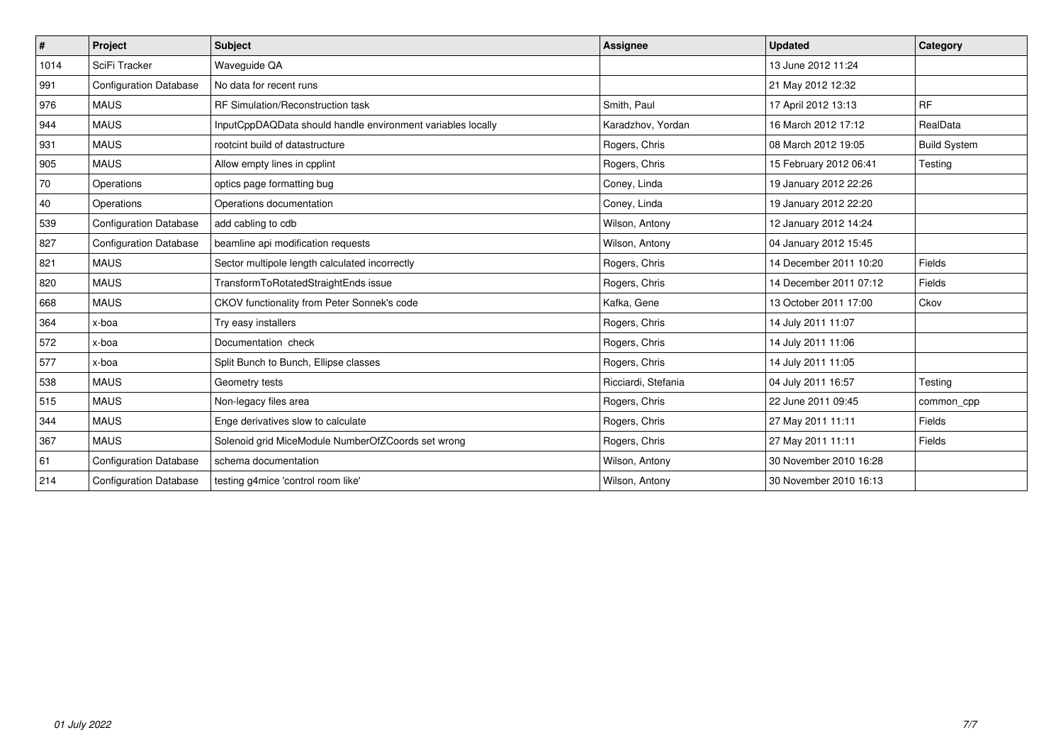| # | Project | Subject | Assignee | Updated | Category |
|---|---|---|---|---|---|
| 1014 | SciFi Tracker | Waveguide QA | | 13 June 2012 11:24 | |
| 991 | Configuration Database | No data for recent runs | | 21 May 2012 12:32 | |
| 976 | MAUS | RF Simulation/Reconstruction task | Smith, Paul | 17 April 2012 13:13 | RF |
| 944 | MAUS | InputCppDAQData should handle environment variables locally | Karadzhov, Yordan | 16 March 2012 17:12 | RealData |
| 931 | MAUS | rootcint build of datastructure | Rogers, Chris | 08 March 2012 19:05 | Build System |
| 905 | MAUS | Allow empty lines in cpplint | Rogers, Chris | 15 February 2012 06:41 | Testing |
| 70 | Operations | optics page formatting bug | Coney, Linda | 19 January 2012 22:26 | |
| 40 | Operations | Operations documentation | Coney, Linda | 19 January 2012 22:20 | |
| 539 | Configuration Database | add cabling to cdb | Wilson, Antony | 12 January 2012 14:24 | |
| 827 | Configuration Database | beamline api modification requests | Wilson, Antony | 04 January 2012 15:45 | |
| 821 | MAUS | Sector multipole length calculated incorrectly | Rogers, Chris | 14 December 2011 10:20 | Fields |
| 820 | MAUS | TransformToRotatedStraightEnds issue | Rogers, Chris | 14 December 2011 07:12 | Fields |
| 668 | MAUS | CKOV functionality from Peter Sonnek's code | Kafka, Gene | 13 October 2011 17:00 | Ckov |
| 364 | x-boa | Try easy installers | Rogers, Chris | 14 July 2011 11:07 | |
| 572 | x-boa | Documentation check | Rogers, Chris | 14 July 2011 11:06 | |
| 577 | x-boa | Split Bunch to Bunch, Ellipse classes | Rogers, Chris | 14 July 2011 11:05 | |
| 538 | MAUS | Geometry tests | Ricciardi, Stefania | 04 July 2011 16:57 | Testing |
| 515 | MAUS | Non-legacy files area | Rogers, Chris | 22 June 2011 09:45 | common_cpp |
| 344 | MAUS | Enge derivatives slow to calculate | Rogers, Chris | 27 May 2011 11:11 | Fields |
| 367 | MAUS | Solenoid grid MiceModule NumberOfZCoords set wrong | Rogers, Chris | 27 May 2011 11:11 | Fields |
| 61 | Configuration Database | schema documentation | Wilson, Antony | 30 November 2010 16:28 | |
| 214 | Configuration Database | testing g4mice 'control room like' | Wilson, Antony | 30 November 2010 16:13 | |